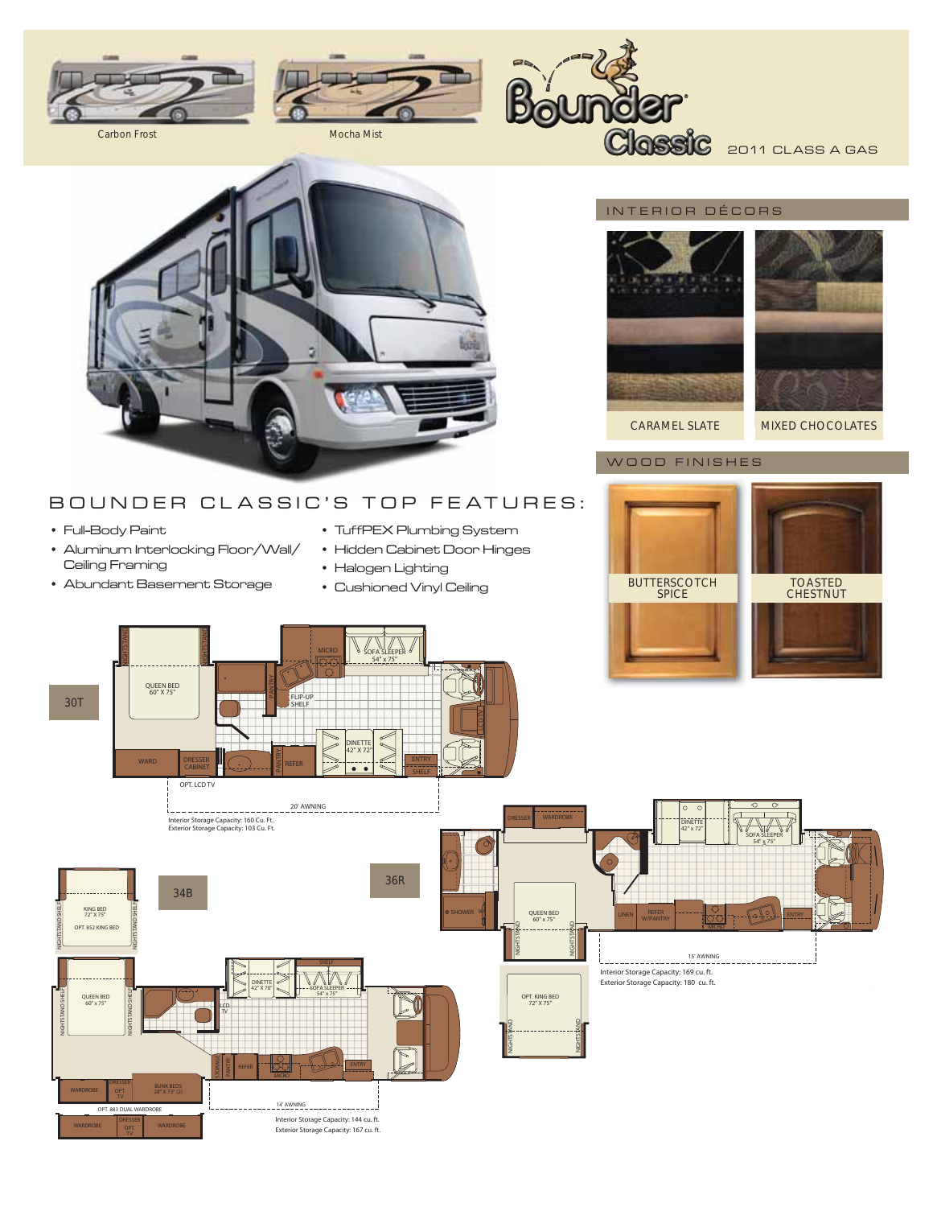Carbon Frost

Mocha Mist

# Bounder Classic

2011 CLASS A GAS

## INTERIOR DÉCORS

CARAMEL SLATE

MIXED CHOCOLATES

## WOOD FINISHES

BUTTERSCOTCH SPICE

TOASTED CHESTNUT

## BOUNDER CLASSIC'S TOP FEATURES:

- Full-Body Paint
- Aluminum Interlocking Floor/Wall/ Ceiling Framing
- Abundant Basement Storage
- TuffPEX Plumbing System
- Hidden Cabinet Door Hinges
- Halogen Lighting
- Cushioned Vinyl Ceiling

### 30T

NIGHTSTAND, QUEEN BED 60" X 75", NIGHTSTAND, MICRO, SOFA SLEEPER 54" x 75", PANTRY, FLIP-UP SHELF, LCD TV, DINETTE 42" X 72", WARD, DRESSER CABINET, PANTRY, REFER, ENTRY, SHELF, OPT. LCD TV, 20' AWNING

Interior Storage Capacity: 160 Cu. Ft.
Exterior Storage Capacity: 103 Cu. Ft.

### 36R

DRESSER, WARDROBE, DINETTE 42" x 72", SOFA SLEEPER 54" x 75", SHOWER, QUEEN BED 60" x 75", NIGHTSTAND, NIGHTSTAND, LINEN, REFER W/PANTRY, MICRO, ENTRY, 15' AWNING

OPT. KING BED 72" X 75", NIGHTSTAND, NIGHTSTAND

Interior Storage Capacity: 169 cu. ft.
Exterior Storage Capacity: 180 cu. ft.

### 34B

KING BED 72" X 75", OPT. 852 KING BED, NIGHTSTAND SHELF, NIGHTSTAND SHELF

QUEEN BED 60" x 75", NIGHTSTAND SHELF, NIGHTSTAND SHELF, DINETTE 42" X 70", SHELF, SOFA SLEEPER 54" x 75", LCD TV, STORAGE, PANTRY, REFER, MICRO, ENTRY, WARDROBE, DRESSER, OPT. TV, BUNK BEDS 28" X 73" (2), 14' AWNING

OPT. 883 DUAL WARDROBE: WARDROBE, DRESSER, OPT. TV, WARDROBE

Interior Storage Capacity: 144 cu. ft.
Exterior Storage Capacity: 167 cu. ft.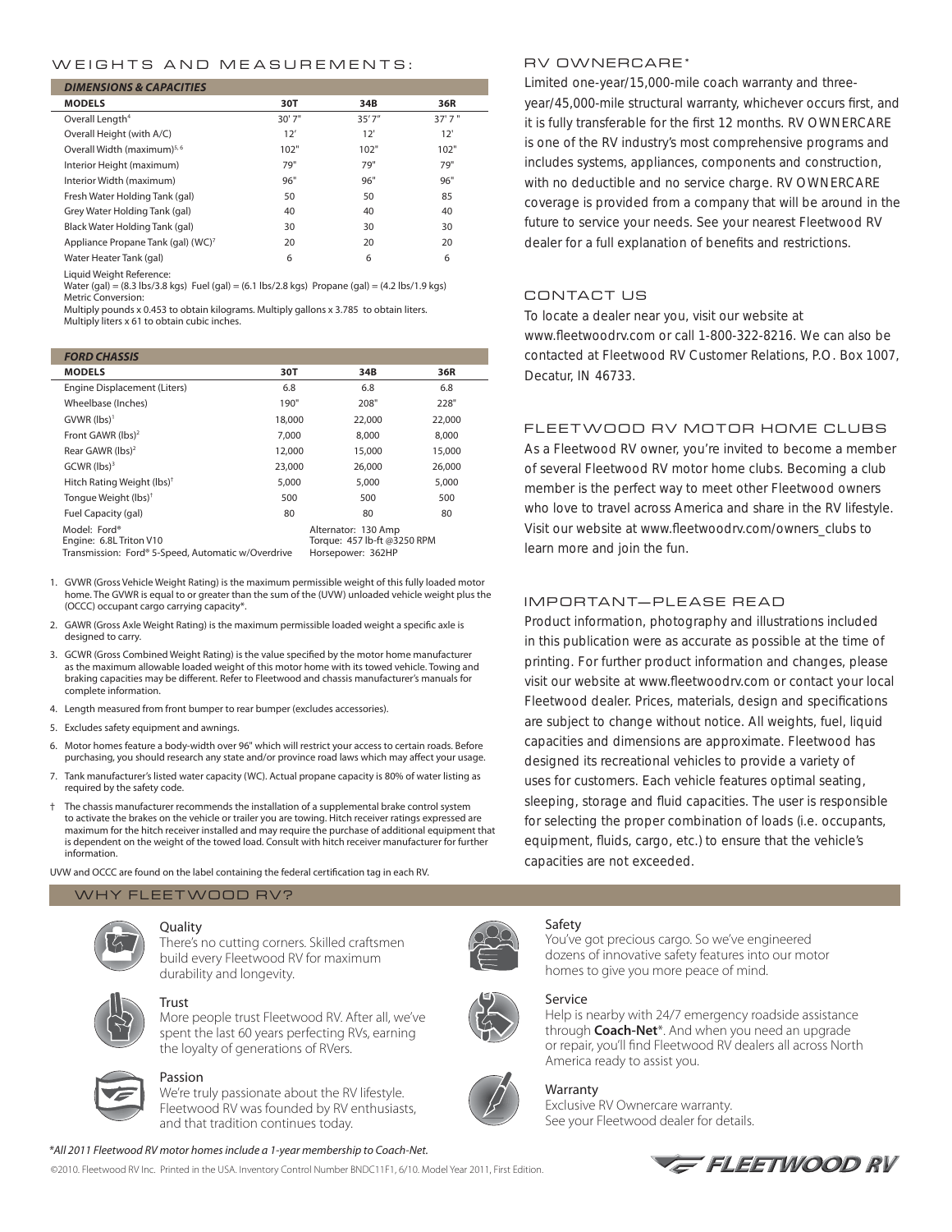## WEIGHTS AND MEASUREMENTS:

| DIMENSIONS & CAPACITIES | | | |
|---|---|---|---|
| **MODELS** | **30T** | **34B** | **36R** |
| Overall Length[4] | 30' 7" | 35' 7" | 37' 7 " |
| Overall Height (with A/C) | 12' | 12' | 12' |
| Overall Width (maximum)[5, 6] | 102" | 102" | 102" |
| Interior Height (maximum) | 79" | 79" | 79" |
| Interior Width (maximum) | 96" | 96" | 96" |
| Fresh Water Holding Tank (gal) | 50 | 50 | 85 |
| Grey Water Holding Tank (gal) | 40 | 40 | 40 |
| Black Water Holding Tank (gal) | 30 | 30 | 30 |
| Appliance Propane Tank (gal) (WC)[7] | 20 | 20 | 20 |
| Water Heater Tank (gal) | 6 | 6 | 6 |

Liquid Weight Reference:
Water (gal) = (8.3 lbs/3.8 kgs) Fuel (gal) = (6.1 lbs/2.8 kgs) Propane (gal) = (4.2 lbs/1.9 kgs)
Metric Conversion:
Multiply pounds x 0.453 to obtain kilograms. Multiply gallons x 3.785 to obtain liters.
Multiply liters x 61 to obtain cubic inches.

| FORD CHASSIS | | | |
|---|---|---|---|
| **MODELS** | **30T** | **34B** | **36R** |
| Engine Displacement (Liters) | 6.8 | 6.8 | 6.8 |
| Wheelbase (Inches) | 190" | 208" | 228" |
| GVWR (lbs)[1] | 18,000 | 22,000 | 22,000 |
| Front GAWR (lbs)[2] | 7,000 | 8,000 | 8,000 |
| Rear GAWR (lbs)[2] | 12,000 | 15,000 | 15,000 |
| GCWR (lbs)[3] | 23,000 | 26,000 | 26,000 |
| Hitch Rating Weight (lbs)[†] | 5,000 | 5,000 | 5,000 |
| Tongue Weight (lbs)[†] | 500 | 500 | 500 |
| Fuel Capacity (gal) | 80 | 80 | 80 |

Model: Ford®
Engine: 6.8L Triton V10
Transmission: Ford® 5-Speed, Automatic w/Overdrive

Alternator: 130 Amp
Torque: 457 lb-ft @3250 RPM
Horsepower: 362HP

1. GVWR (Gross Vehicle Weight Rating) is the maximum permissible weight of this fully loaded motor home. The GVWR is equal to or greater than the sum of the (UVW) unloaded vehicle weight plus the (OCCC) occupant cargo carrying capacity*.
2. GAWR (Gross Axle Weight Rating) is the maximum permissible loaded weight a specific axle is designed to carry.
3. GCWR (Gross Combined Weight Rating) is the value specified by the motor home manufacturer as the maximum allowable loaded weight of this motor home with its towed vehicle. Towing and braking capacities may be different. Refer to Fleetwood and chassis manufacturer's manuals for complete information.
4. Length measured from front bumper to rear bumper (excludes accessories).
5. Excludes safety equipment and awnings.
6. Motor homes feature a body-width over 96" which will restrict your access to certain roads. Before purchasing, you should research any state and/or province road laws which may affect your usage.
7. Tank manufacturer's listed water capacity (WC). Actual propane capacity is 80% of water listing as required by the safety code.

† The chassis manufacturer recommends the installation of a supplemental brake control system to activate the brakes on the vehicle or trailer you are towing. Hitch receiver ratings expressed are maximum for the hitch receiver installed and may require the purchase of additional equipment that is dependent on the weight of the towed load. Consult with hitch receiver manufacturer for further information.

UVW and OCCC are found on the label containing the federal certification tag in each RV.

## RV OWNERCARE*

Limited one-year/15,000-mile coach warranty and three-year/45,000-mile structural warranty, whichever occurs first, and it is fully transferable for the first 12 months. RV OWNERCARE is one of the RV industry's most comprehensive programs and includes systems, appliances, components and construction, with no deductible and no service charge. RV OWNERCARE coverage is provided from a company that will be around in the future to service your needs. See your nearest Fleetwood RV dealer for a full explanation of benefits and restrictions.

## CONTACT US

To locate a dealer near you, visit our website at www.fleetwoodrv.com or call 1-800-322-8216. We can also be contacted at Fleetwood RV Customer Relations, P.O. Box 1007, Decatur, IN 46733.

## FLEETWOOD RV MOTOR HOME CLUBS

As a Fleetwood RV owner, you're invited to become a member of several Fleetwood RV motor home clubs. Becoming a club member is the perfect way to meet other Fleetwood owners who love to travel across America and share in the RV lifestyle. Visit our website at www.fleetwoodrv.com/owners_clubs to learn more and join the fun.

## IMPORTANT—PLEASE READ

Product information, photography and illustrations included in this publication were as accurate as possible at the time of printing. For further product information and changes, please visit our website at www.fleetwoodrv.com or contact your local Fleetwood dealer. Prices, materials, design and specifications are subject to change without notice. All weights, fuel, liquid capacities and dimensions are approximate. Fleetwood has designed its recreational vehicles to provide a variety of uses for customers. Each vehicle features optimal seating, sleeping, storage and fluid capacities. The user is responsible for selecting the proper combination of loads (i.e. occupants, equipment, fluids, cargo, etc.) to ensure that the vehicle's capacities are not exceeded.

## WHY FLEETWOOD RV?

### Quality
There's no cutting corners. Skilled craftsmen build every Fleetwood RV for maximum durability and longevity.

### Trust
More people trust Fleetwood RV. After all, we've spent the last 60 years perfecting RVs, earning the loyalty of generations of RVers.

### Passion
We're truly passionate about the RV lifestyle. Fleetwood RV was founded by RV enthusiasts, and that tradition continues today.

### Safety
You've got precious cargo. So we've engineered dozens of innovative safety features into our motor homes to give you more peace of mind.

### Service
Help is nearby with 24/7 emergency roadside assistance through **Coach-Net***. And when you need an upgrade or repair, you'll find Fleetwood RV dealers all across North America ready to assist you.

### Warranty
Exclusive RV Ownercare warranty.
See your Fleetwood dealer for details.

*\*All 2011 Fleetwood RV motor homes include a 1-year membership to Coach-Net.*

©2010. Fleetwood RV Inc. Printed in the USA. Inventory Control Number BNDC11F1, 6/10. Model Year 2011, First Edition.

FLEETWOOD RV